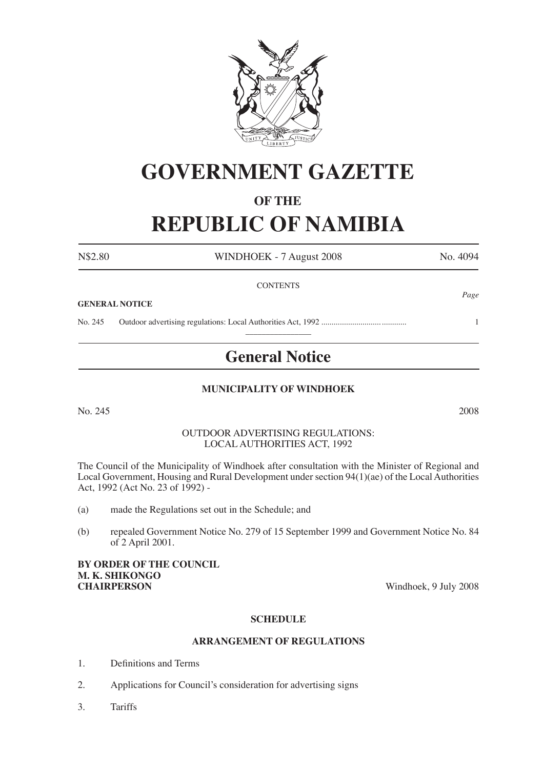# GOVERNMENT GAZETTE

## OF THE

# REPUBLIC OF NAMIBIA

N$2.80 WINDHOEK - 7 August 2008 No. 4094

CONTENTS

*Page*

**GENERAL NOTICE**

No. 245 Outdoor advertising regulations: Local Authorities Act, 1992 .......................................... 1

---

## General Notice

**MUNICIPALITY OF WINDHOEK**

No. 245 2008

OUTDOOR ADVERTISING REGULATIONS:
LOCAL AUTHORITIES ACT, 1992

The Council of the Municipality of Windhoek after consultation with the Minister of Regional and Local Government, Housing and Rural Development under section 94(1)(ae) of the Local Authorities Act, 1992 (Act No. 23 of 1992) -

(a) made the Regulations set out in the Schedule; and

(b) repealed Government Notice No. 279 of 15 September 1999 and Government Notice No. 84 of 2 April 2001.

**BY ORDER OF THE COUNCIL**
**M. K. SHIKONGO**
**CHAIRPERSON** Windhoek, 9 July 2008

**SCHEDULE**

**ARRANGEMENT OF REGULATIONS**

1. Definitions and Terms

2. Applications for Council's consideration for advertising signs

3. Tariffs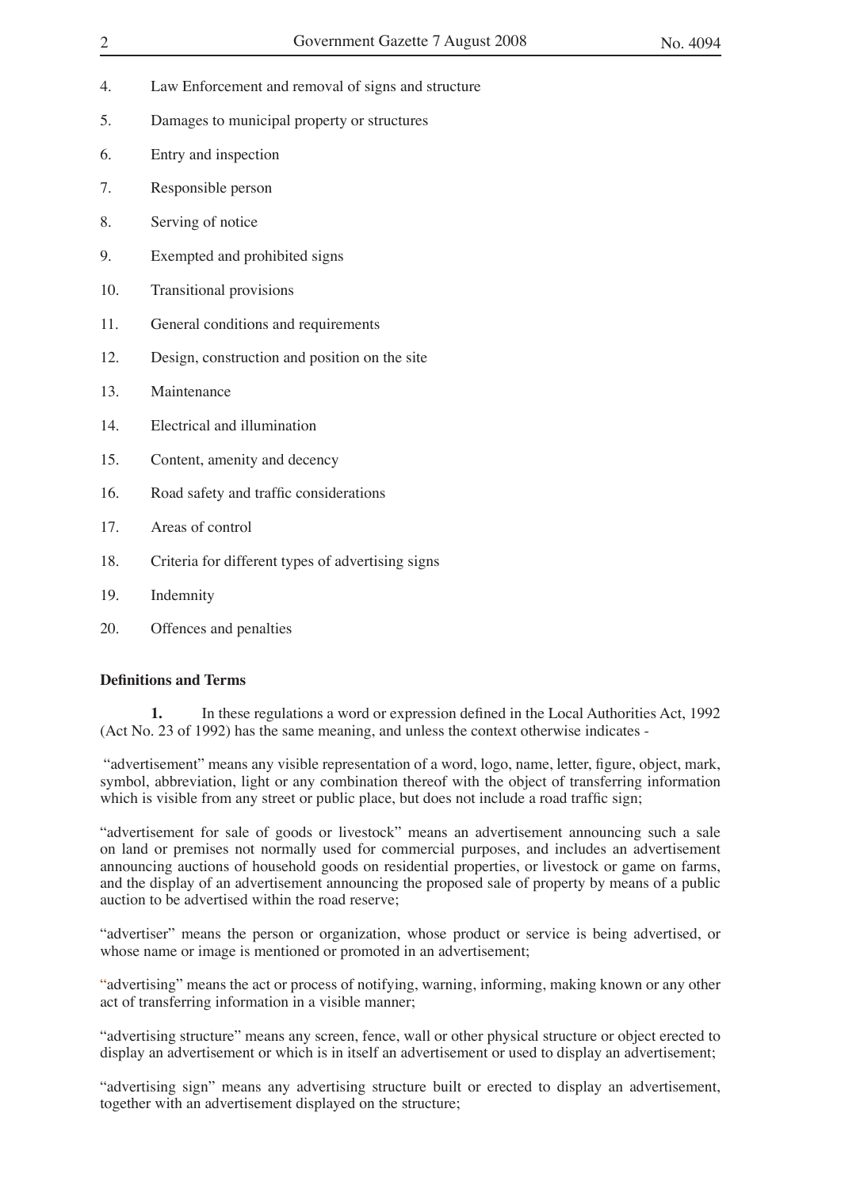4. Law Enforcement and removal of signs and structure
5. Damages to municipal property or structures
6. Entry and inspection
7. Responsible person
8. Serving of notice
9. Exempted and prohibited signs
10. Transitional provisions
11. General conditions and requirements
12. Design, construction and position on the site
13. Maintenance
14. Electrical and illumination
15. Content, amenity and decency
16. Road safety and traffic considerations
17. Areas of control
18. Criteria for different types of advertising signs
19. Indemnity
20. Offences and penalties

**Definitions and Terms**

**1.** In these regulations a word or expression defined in the Local Authorities Act, 1992 (Act No. 23 of 1992) has the same meaning, and unless the context otherwise indicates -

"advertisement" means any visible representation of a word, logo, name, letter, figure, object, mark, symbol, abbreviation, light or any combination thereof with the object of transferring information which is visible from any street or public place, but does not include a road traffic sign;

"advertisement for sale of goods or livestock" means an advertisement announcing such a sale on land or premises not normally used for commercial purposes, and includes an advertisement announcing auctions of household goods on residential properties, or livestock or game on farms, and the display of an advertisement announcing the proposed sale of property by means of a public auction to be advertised within the road reserve;

"advertiser" means the person or organization, whose product or service is being advertised, or whose name or image is mentioned or promoted in an advertisement;

"advertising" means the act or process of notifying, warning, informing, making known or any other act of transferring information in a visible manner;

"advertising structure" means any screen, fence, wall or other physical structure or object erected to display an advertisement or which is in itself an advertisement or used to display an advertisement;

"advertising sign" means any advertising structure built or erected to display an advertisement, together with an advertisement displayed on the structure;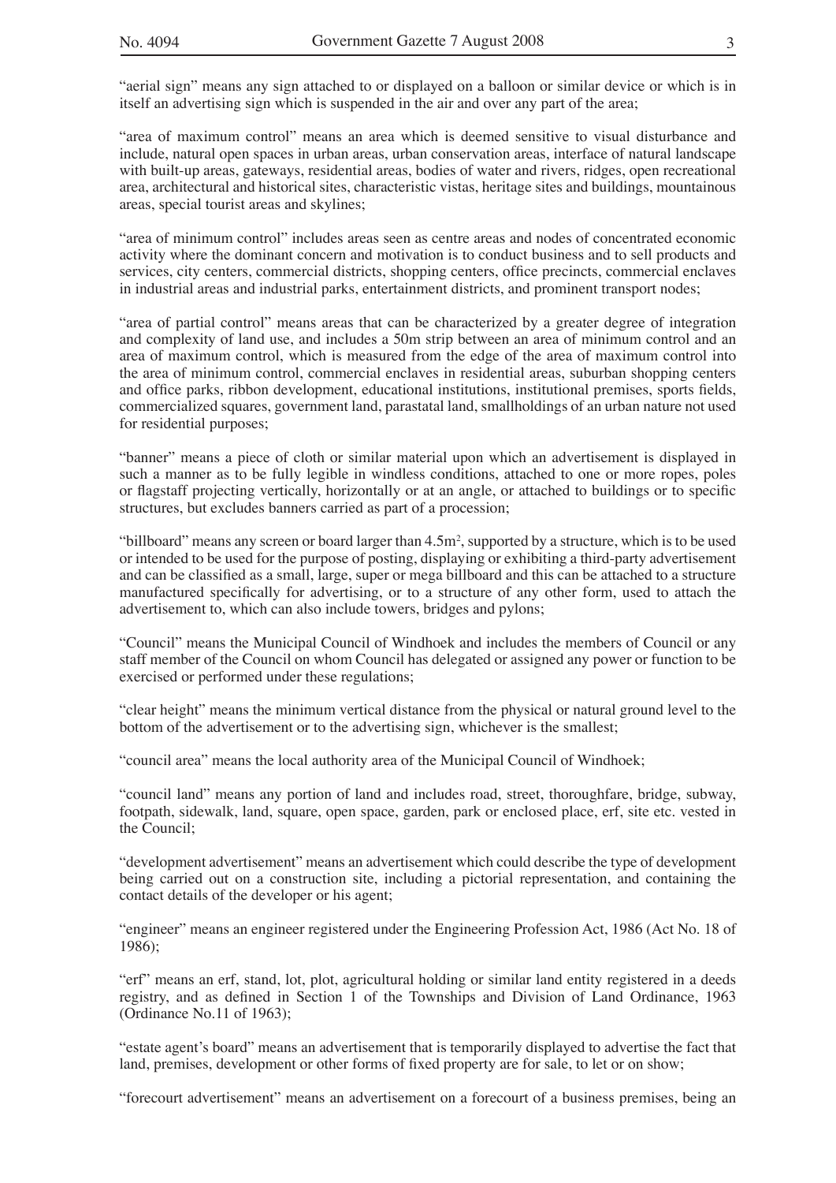"aerial sign" means any sign attached to or displayed on a balloon or similar device or which is in itself an advertising sign which is suspended in the air and over any part of the area;

"area of maximum control" means an area which is deemed sensitive to visual disturbance and include, natural open spaces in urban areas, urban conservation areas, interface of natural landscape with built-up areas, gateways, residential areas, bodies of water and rivers, ridges, open recreational area, architectural and historical sites, characteristic vistas, heritage sites and buildings, mountainous areas, special tourist areas and skylines;

"area of minimum control" includes areas seen as centre areas and nodes of concentrated economic activity where the dominant concern and motivation is to conduct business and to sell products and services, city centers, commercial districts, shopping centers, office precincts, commercial enclaves in industrial areas and industrial parks, entertainment districts, and prominent transport nodes;

"area of partial control" means areas that can be characterized by a greater degree of integration and complexity of land use, and includes a 50m strip between an area of minimum control and an area of maximum control, which is measured from the edge of the area of maximum control into the area of minimum control, commercial enclaves in residential areas, suburban shopping centers and office parks, ribbon development, educational institutions, institutional premises, sports fields, commercialized squares, government land, parastatal land, smallholdings of an urban nature not used for residential purposes;

"banner" means a piece of cloth or similar material upon which an advertisement is displayed in such a manner as to be fully legible in windless conditions, attached to one or more ropes, poles or flagstaff projecting vertically, horizontally or at an angle, or attached to buildings or to specific structures, but excludes banners carried as part of a procession;

"billboard" means any screen or board larger than $4.5m^2$, supported by a structure, which is to be used or intended to be used for the purpose of posting, displaying or exhibiting a third-party advertisement and can be classified as a small, large, super or mega billboard and this can be attached to a structure manufactured specifically for advertising, or to a structure of any other form, used to attach the advertisement to, which can also include towers, bridges and pylons;

"Council" means the Municipal Council of Windhoek and includes the members of Council or any staff member of the Council on whom Council has delegated or assigned any power or function to be exercised or performed under these regulations;

"clear height" means the minimum vertical distance from the physical or natural ground level to the bottom of the advertisement or to the advertising sign, whichever is the smallest;

"council area" means the local authority area of the Municipal Council of Windhoek;

"council land" means any portion of land and includes road, street, thoroughfare, bridge, subway, footpath, sidewalk, land, square, open space, garden, park or enclosed place, erf, site etc. vested in the Council;

"development advertisement" means an advertisement which could describe the type of development being carried out on a construction site, including a pictorial representation, and containing the contact details of the developer or his agent;

"engineer" means an engineer registered under the Engineering Profession Act, 1986 (Act No. 18 of 1986);

"erf" means an erf, stand, lot, plot, agricultural holding or similar land entity registered in a deeds registry, and as defined in Section 1 of the Townships and Division of Land Ordinance, 1963 (Ordinance No.11 of 1963);

"estate agent's board" means an advertisement that is temporarily displayed to advertise the fact that land, premises, development or other forms of fixed property are for sale, to let or on show;

"forecourt advertisement" means an advertisement on a forecourt of a business premises, being an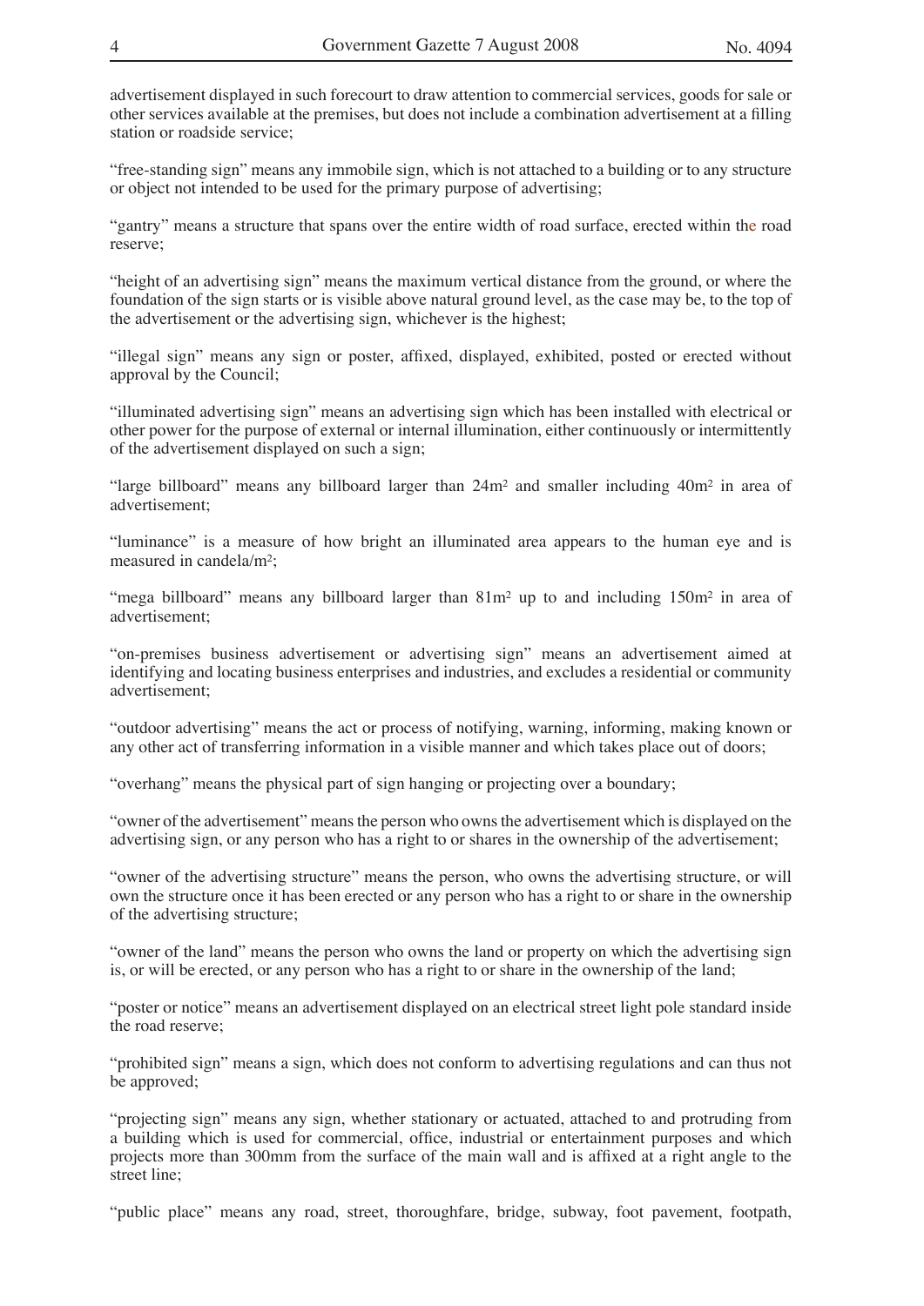advertisement displayed in such forecourt to draw attention to commercial services, goods for sale or other services available at the premises, but does not include a combination advertisement at a filling station or roadside service;

"free-standing sign" means any immobile sign, which is not attached to a building or to any structure or object not intended to be used for the primary purpose of advertising;

"gantry" means a structure that spans over the entire width of road surface, erected within the road reserve;

"height of an advertising sign" means the maximum vertical distance from the ground, or where the foundation of the sign starts or is visible above natural ground level, as the case may be, to the top of the advertisement or the advertising sign, whichever is the highest;

"illegal sign" means any sign or poster, affixed, displayed, exhibited, posted or erected without approval by the Council;

"illuminated advertising sign" means an advertising sign which has been installed with electrical or other power for the purpose of external or internal illumination, either continuously or intermittently of the advertisement displayed on such a sign;

"large billboard" means any billboard larger than $24m^2$ and smaller including $40m^2$ in area of advertisement;

"luminance" is a measure of how bright an illuminated area appears to the human eye and is measured in candela/$m^2$;

"mega billboard" means any billboard larger than $81m^2$ up to and including $150m^2$ in area of advertisement;

"on-premises business advertisement or advertising sign" means an advertisement aimed at identifying and locating business enterprises and industries, and excludes a residential or community advertisement;

"outdoor advertising" means the act or process of notifying, warning, informing, making known or any other act of transferring information in a visible manner and which takes place out of doors;

"overhang" means the physical part of sign hanging or projecting over a boundary;

"owner of the advertisement" means the person who owns the advertisement which is displayed on the advertising sign, or any person who has a right to or shares in the ownership of the advertisement;

"owner of the advertising structure" means the person, who owns the advertising structure, or will own the structure once it has been erected or any person who has a right to or share in the ownership of the advertising structure;

"owner of the land" means the person who owns the land or property on which the advertising sign is, or will be erected, or any person who has a right to or share in the ownership of the land;

"poster or notice" means an advertisement displayed on an electrical street light pole standard inside the road reserve;

"prohibited sign" means a sign, which does not conform to advertising regulations and can thus not be approved;

"projecting sign" means any sign, whether stationary or actuated, attached to and protruding from a building which is used for commercial, office, industrial or entertainment purposes and which projects more than 300mm from the surface of the main wall and is affixed at a right angle to the street line;

"public place" means any road, street, thoroughfare, bridge, subway, foot pavement, footpath,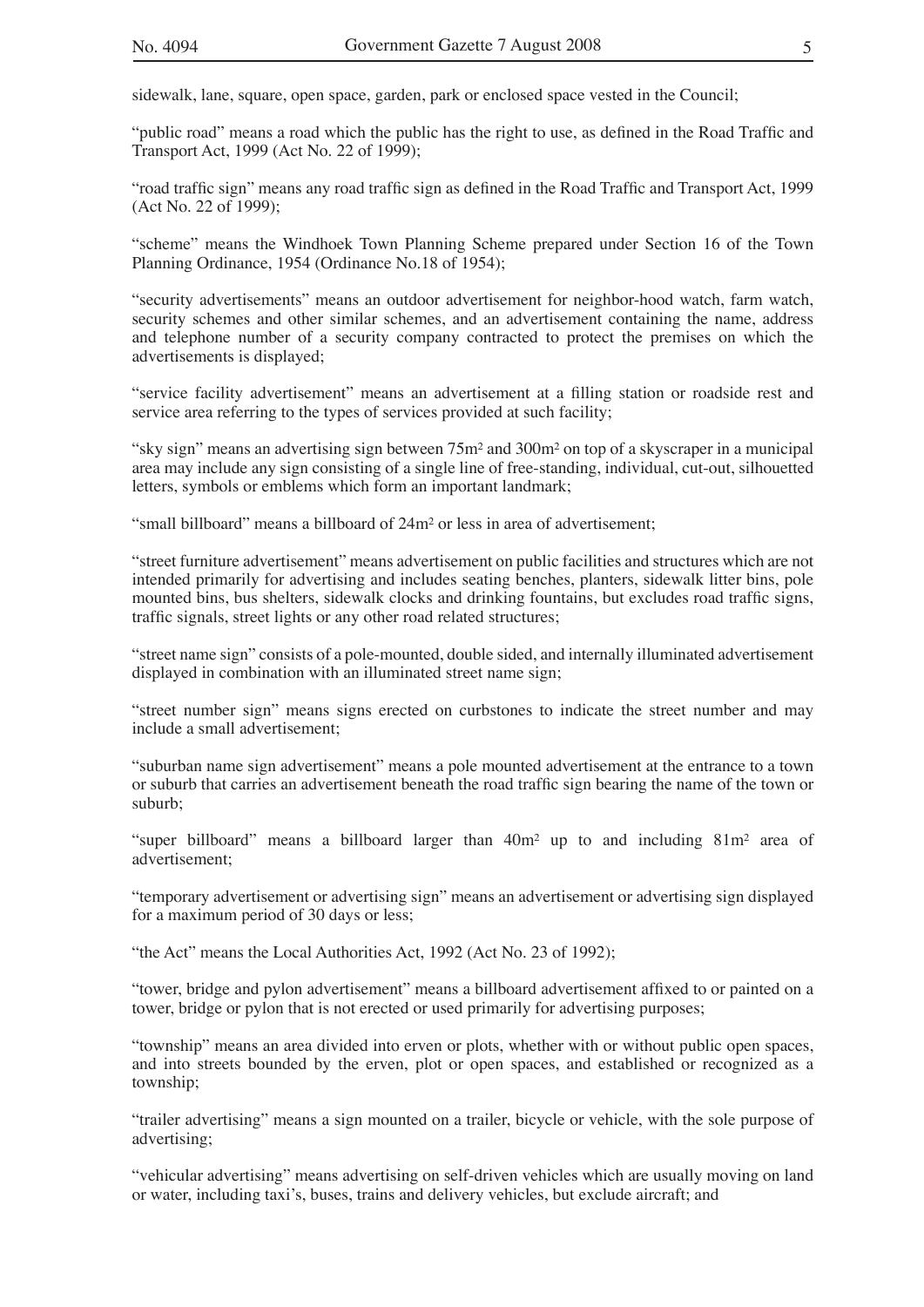sidewalk, lane, square, open space, garden, park or enclosed space vested in the Council;

"public road" means a road which the public has the right to use, as defined in the Road Traffic and Transport Act, 1999 (Act No. 22 of 1999);

"road traffic sign" means any road traffic sign as defined in the Road Traffic and Transport Act, 1999 (Act No. 22 of 1999);

"scheme" means the Windhoek Town Planning Scheme prepared under Section 16 of the Town Planning Ordinance, 1954 (Ordinance No.18 of 1954);

"security advertisements" means an outdoor advertisement for neighbor-hood watch, farm watch, security schemes and other similar schemes, and an advertisement containing the name, address and telephone number of a security company contracted to protect the premises on which the advertisements is displayed;

"service facility advertisement" means an advertisement at a filling station or roadside rest and service area referring to the types of services provided at such facility;

"sky sign" means an advertising sign between $75m^2$ and $300m^2$ on top of a skyscraper in a municipal area may include any sign consisting of a single line of free-standing, individual, cut-out, silhouetted letters, symbols or emblems which form an important landmark;

"small billboard" means a billboard of $24m^2$ or less in area of advertisement;

"street furniture advertisement" means advertisement on public facilities and structures which are not intended primarily for advertising and includes seating benches, planters, sidewalk litter bins, pole mounted bins, bus shelters, sidewalk clocks and drinking fountains, but excludes road traffic signs, traffic signals, street lights or any other road related structures;

"street name sign" consists of a pole-mounted, double sided, and internally illuminated advertisement displayed in combination with an illuminated street name sign;

"street number sign" means signs erected on curbstones to indicate the street number and may include a small advertisement;

"suburban name sign advertisement" means a pole mounted advertisement at the entrance to a town or suburb that carries an advertisement beneath the road traffic sign bearing the name of the town or suburb;

"super billboard" means a billboard larger than $40m^2$ up to and including $81m^2$ area of advertisement;

"temporary advertisement or advertising sign" means an advertisement or advertising sign displayed for a maximum period of 30 days or less;

"the Act" means the Local Authorities Act, 1992 (Act No. 23 of 1992);

"tower, bridge and pylon advertisement" means a billboard advertisement affixed to or painted on a tower, bridge or pylon that is not erected or used primarily for advertising purposes;

"township" means an area divided into erven or plots, whether with or without public open spaces, and into streets bounded by the erven, plot or open spaces, and established or recognized as a township;

"trailer advertising" means a sign mounted on a trailer, bicycle or vehicle, with the sole purpose of advertising;

"vehicular advertising" means advertising on self-driven vehicles which are usually moving on land or water, including taxi's, buses, trains and delivery vehicles, but exclude aircraft; and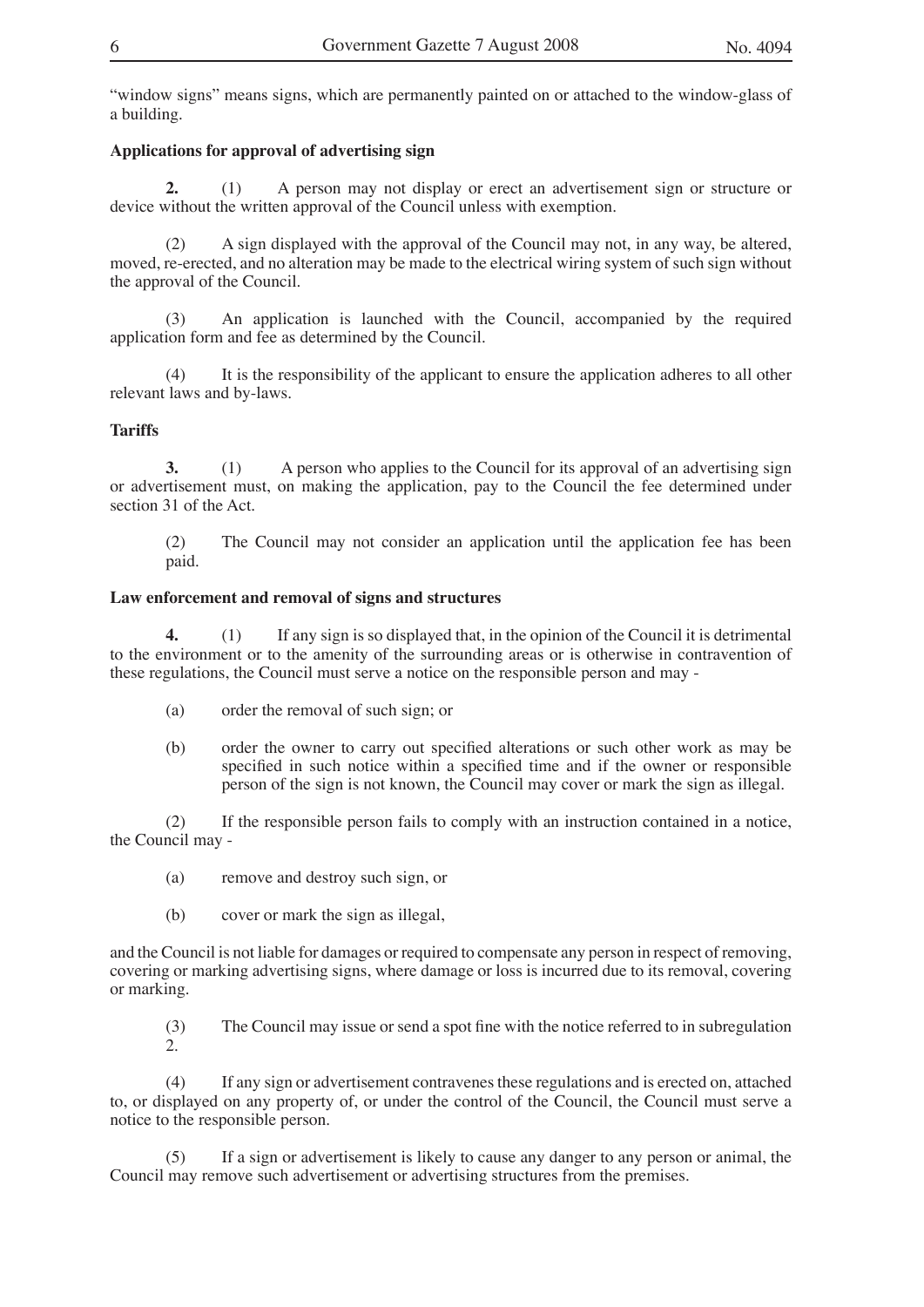"window signs" means signs, which are permanently painted on or attached to the window-glass of a building.

**Applications for approval of advertising sign**

**2.** (1) A person may not display or erect an advertisement sign or structure or device without the written approval of the Council unless with exemption.

(2) A sign displayed with the approval of the Council may not, in any way, be altered, moved, re-erected, and no alteration may be made to the electrical wiring system of such sign without the approval of the Council.

(3) An application is launched with the Council, accompanied by the required application form and fee as determined by the Council.

(4) It is the responsibility of the applicant to ensure the application adheres to all other relevant laws and by-laws.

**Tariffs**

**3.** (1) A person who applies to the Council for its approval of an advertising sign or advertisement must, on making the application, pay to the Council the fee determined under section 31 of the Act.

(2) The Council may not consider an application until the application fee has been paid.

**Law enforcement and removal of signs and structures**

**4.** (1) If any sign is so displayed that, in the opinion of the Council it is detrimental to the environment or to the amenity of the surrounding areas or is otherwise in contravention of these regulations, the Council must serve a notice on the responsible person and may -

(a) order the removal of such sign; or

(b) order the owner to carry out specified alterations or such other work as may be specified in such notice within a specified time and if the owner or responsible person of the sign is not known, the Council may cover or mark the sign as illegal.

(2) If the responsible person fails to comply with an instruction contained in a notice, the Council may -

(a) remove and destroy such sign, or

(b) cover or mark the sign as illegal,

and the Council is not liable for damages or required to compensate any person in respect of removing, covering or marking advertising signs, where damage or loss is incurred due to its removal, covering or marking.

(3) The Council may issue or send a spot fine with the notice referred to in subregulation 2.

(4) If any sign or advertisement contravenes these regulations and is erected on, attached to, or displayed on any property of, or under the control of the Council, the Council must serve a notice to the responsible person.

(5) If a sign or advertisement is likely to cause any danger to any person or animal, the Council may remove such advertisement or advertising structures from the premises.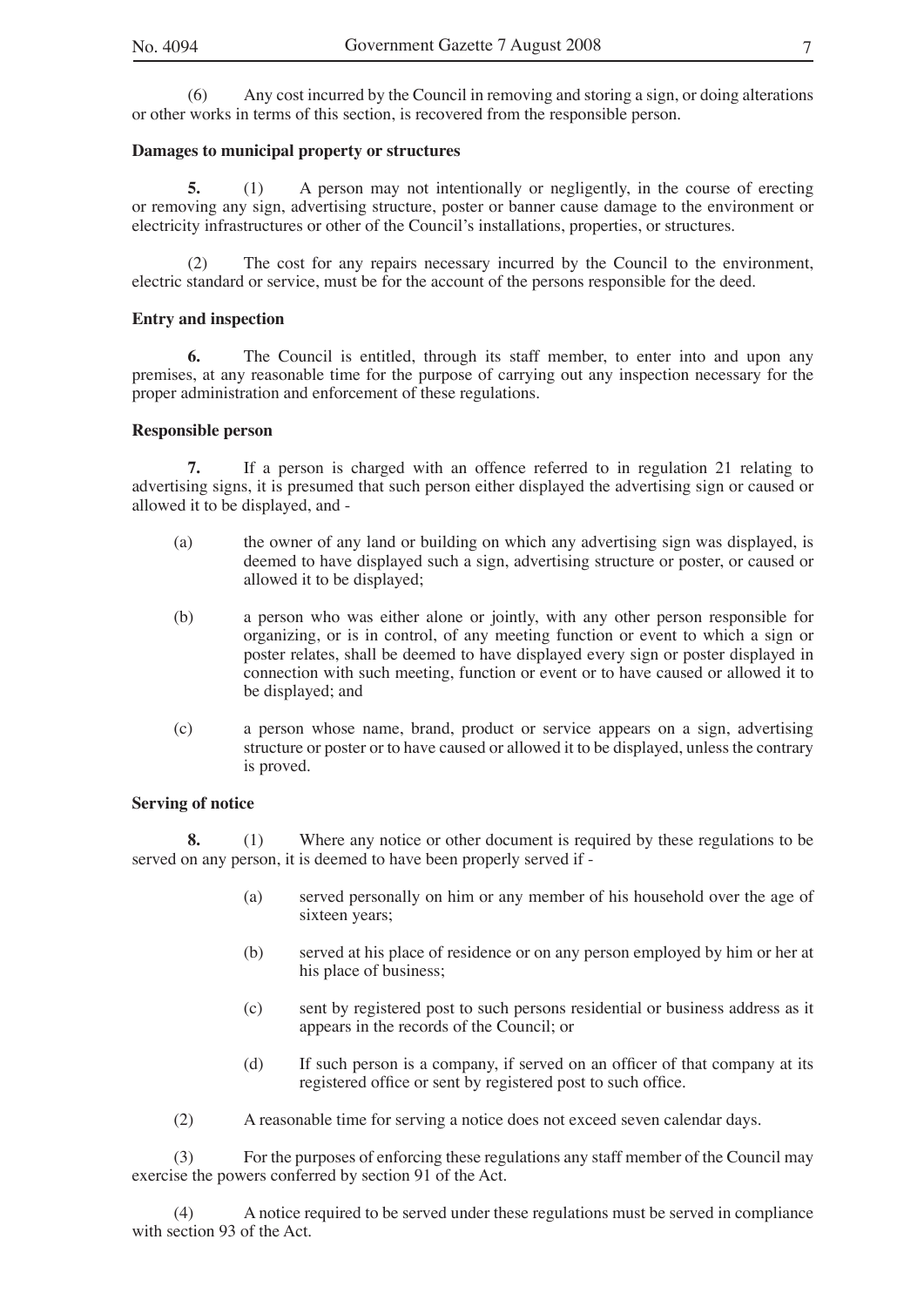(6) Any cost incurred by the Council in removing and storing a sign, or doing alterations or other works in terms of this section, is recovered from the responsible person.

**Damages to municipal property or structures**

**5.** (1) A person may not intentionally or negligently, in the course of erecting or removing any sign, advertising structure, poster or banner cause damage to the environment or electricity infrastructures or other of the Council's installations, properties, or structures.

(2) The cost for any repairs necessary incurred by the Council to the environment, electric standard or service, must be for the account of the persons responsible for the deed.

**Entry and inspection**

**6.** The Council is entitled, through its staff member, to enter into and upon any premises, at any reasonable time for the purpose of carrying out any inspection necessary for the proper administration and enforcement of these regulations.

**Responsible person**

**7.** If a person is charged with an offence referred to in regulation 21 relating to advertising signs, it is presumed that such person either displayed the advertising sign or caused or allowed it to be displayed, and -

(a) the owner of any land or building on which any advertising sign was displayed, is deemed to have displayed such a sign, advertising structure or poster, or caused or allowed it to be displayed;

(b) a person who was either alone or jointly, with any other person responsible for organizing, or is in control, of any meeting function or event to which a sign or poster relates, shall be deemed to have displayed every sign or poster displayed in connection with such meeting, function or event or to have caused or allowed it to be displayed; and

(c) a person whose name, brand, product or service appears on a sign, advertising structure or poster or to have caused or allowed it to be displayed, unless the contrary is proved.

**Serving of notice**

**8.** (1) Where any notice or other document is required by these regulations to be served on any person, it is deemed to have been properly served if -

(a) served personally on him or any member of his household over the age of sixteen years;

(b) served at his place of residence or on any person employed by him or her at his place of business;

(c) sent by registered post to such persons residential or business address as it appears in the records of the Council; or

(d) If such person is a company, if served on an officer of that company at its registered office or sent by registered post to such office.

(2) A reasonable time for serving a notice does not exceed seven calendar days.

(3) For the purposes of enforcing these regulations any staff member of the Council may exercise the powers conferred by section 91 of the Act.

(4) A notice required to be served under these regulations must be served in compliance with section 93 of the Act.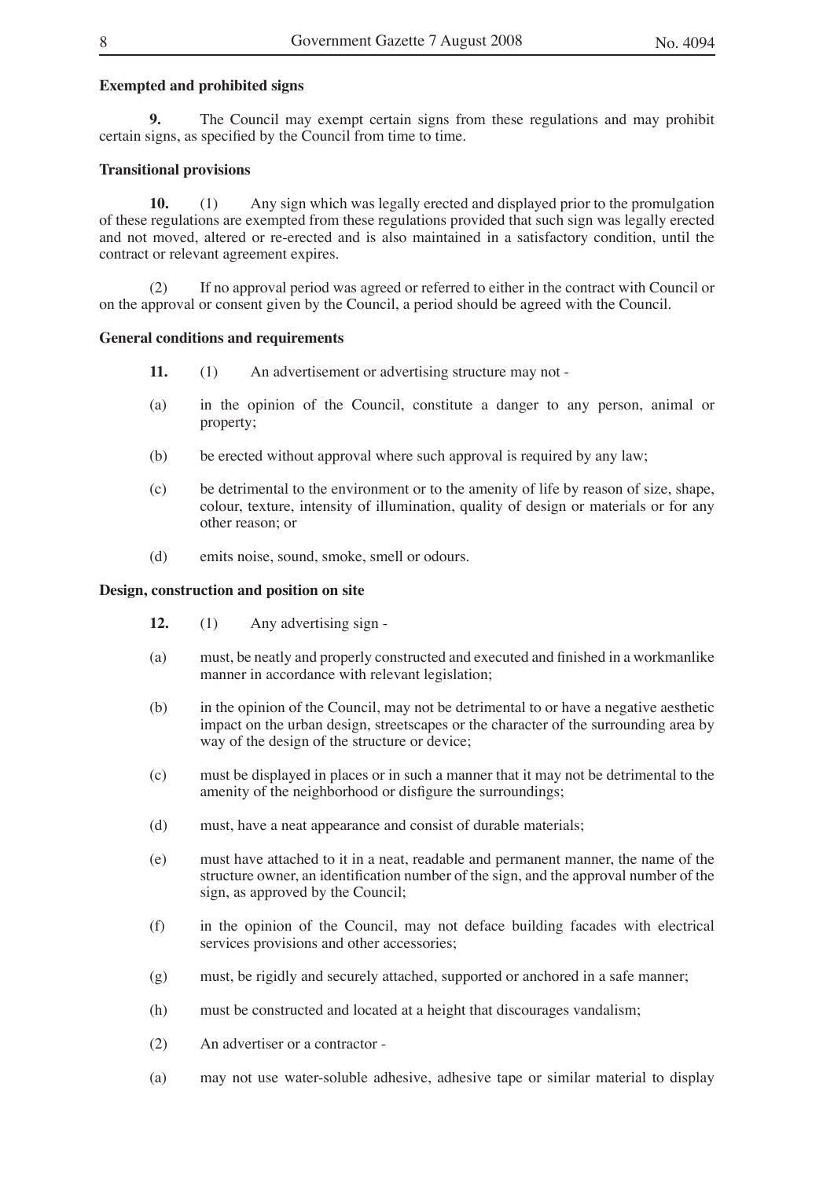**Exempted and prohibited signs**

**9.** The Council may exempt certain signs from these regulations and may prohibit certain signs, as specified by the Council from time to time.

**Transitional provisions**

**10.** (1) Any sign which was legally erected and displayed prior to the promulgation of these regulations are exempted from these regulations provided that such sign was legally erected and not moved, altered or re-erected and is also maintained in a satisfactory condition, until the contract or relevant agreement expires.

(2) If no approval period was agreed or referred to either in the contract with Council or on the approval or consent given by the Council, a period should be agreed with the Council.

**General conditions and requirements**

**11.** (1) An advertisement or advertising structure may not -

(a) in the opinion of the Council, constitute a danger to any person, animal or property;

(b) be erected without approval where such approval is required by any law;

(c) be detrimental to the environment or to the amenity of life by reason of size, shape, colour, texture, intensity of illumination, quality of design or materials or for any other reason; or

(d) emits noise, sound, smoke, smell or odours.

**Design, construction and position on site**

**12.** (1) Any advertising sign -

(a) must, be neatly and properly constructed and executed and finished in a workmanlike manner in accordance with relevant legislation;

(b) in the opinion of the Council, may not be detrimental to or have a negative aesthetic impact on the urban design, streetscapes or the character of the surrounding area by way of the design of the structure or device;

(c) must be displayed in places or in such a manner that it may not be detrimental to the amenity of the neighborhood or disfigure the surroundings;

(d) must, have a neat appearance and consist of durable materials;

(e) must have attached to it in a neat, readable and permanent manner, the name of the structure owner, an identification number of the sign, and the approval number of the sign, as approved by the Council;

(f) in the opinion of the Council, may not deface building facades with electrical services provisions and other accessories;

(g) must, be rigidly and securely attached, supported or anchored in a safe manner;

(h) must be constructed and located at a height that discourages vandalism;

(2) An advertiser or a contractor -

(a) may not use water-soluble adhesive, adhesive tape or similar material to display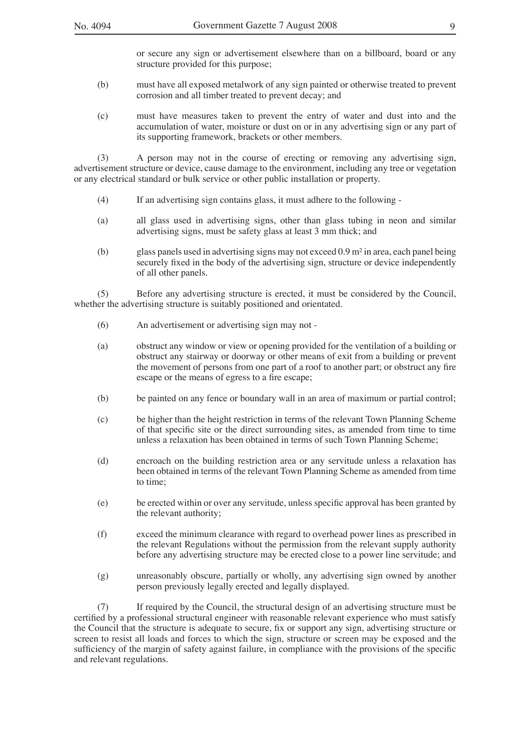or secure any sign or advertisement elsewhere than on a billboard, board or any structure provided for this purpose;

(b) must have all exposed metalwork of any sign painted or otherwise treated to prevent corrosion and all timber treated to prevent decay; and

(c) must have measures taken to prevent the entry of water and dust into and the accumulation of water, moisture or dust on or in any advertising sign or any part of its supporting framework, brackets or other members.

(3) A person may not in the course of erecting or removing any advertising sign, advertisement structure or device, cause damage to the environment, including any tree or vegetation or any electrical standard or bulk service or other public installation or property.

(4) If an advertising sign contains glass, it must adhere to the following -

(a) all glass used in advertising signs, other than glass tubing in neon and similar advertising signs, must be safety glass at least 3 mm thick; and

(b) glass panels used in advertising signs may not exceed 0.9 $m^2$ in area, each panel being securely fixed in the body of the advertising sign, structure or device independently of all other panels.

(5) Before any advertising structure is erected, it must be considered by the Council, whether the advertising structure is suitably positioned and orientated.

(6) An advertisement or advertising sign may not -

(a) obstruct any window or view or opening provided for the ventilation of a building or obstruct any stairway or doorway or other means of exit from a building or prevent the movement of persons from one part of a roof to another part; or obstruct any fire escape or the means of egress to a fire escape;

(b) be painted on any fence or boundary wall in an area of maximum or partial control;

(c) be higher than the height restriction in terms of the relevant Town Planning Scheme of that specific site or the direct surrounding sites, as amended from time to time unless a relaxation has been obtained in terms of such Town Planning Scheme;

(d) encroach on the building restriction area or any servitude unless a relaxation has been obtained in terms of the relevant Town Planning Scheme as amended from time to time;

(e) be erected within or over any servitude, unless specific approval has been granted by the relevant authority;

(f) exceed the minimum clearance with regard to overhead power lines as prescribed in the relevant Regulations without the permission from the relevant supply authority before any advertising structure may be erected close to a power line servitude; and

(g) unreasonably obscure, partially or wholly, any advertising sign owned by another person previously legally erected and legally displayed.

(7) If required by the Council, the structural design of an advertising structure must be certified by a professional structural engineer with reasonable relevant experience who must satisfy the Council that the structure is adequate to secure, fix or support any sign, advertising structure or screen to resist all loads and forces to which the sign, structure or screen may be exposed and the sufficiency of the margin of safety against failure, in compliance with the provisions of the specific and relevant regulations.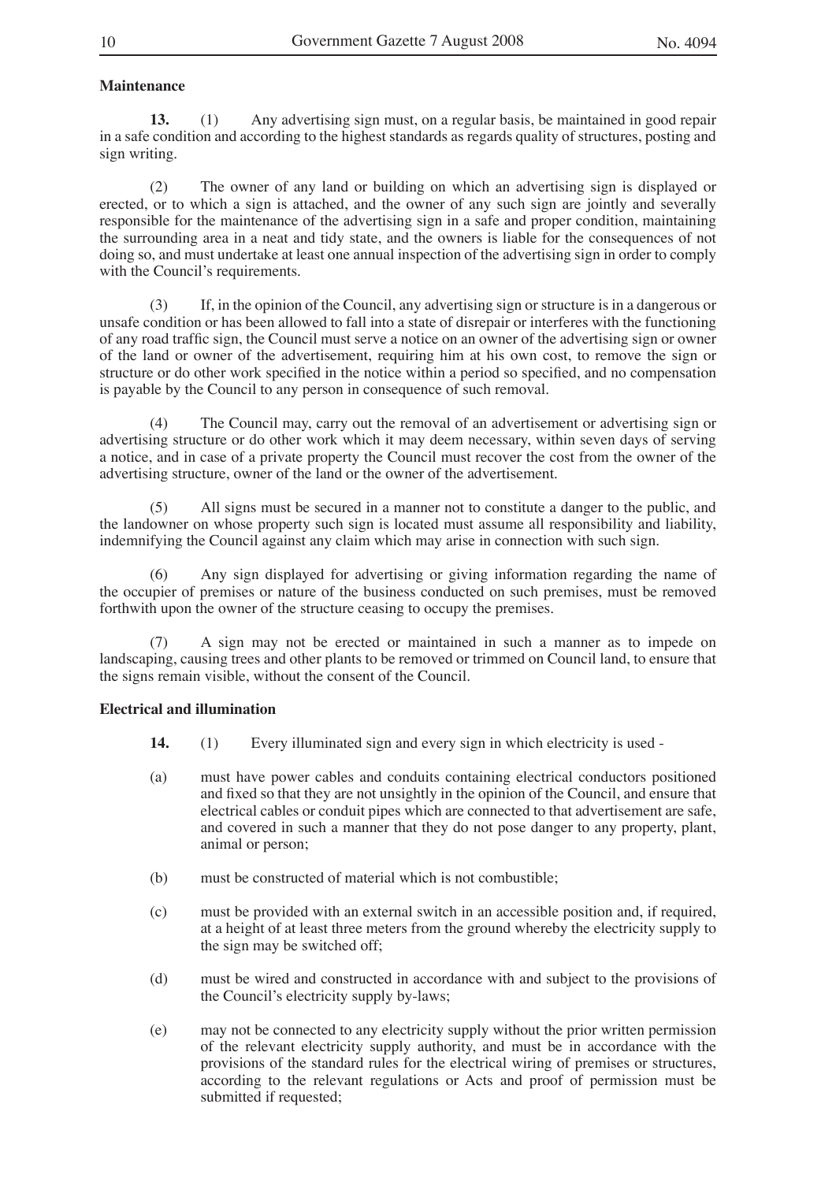**Maintenance**

**13.** (1) Any advertising sign must, on a regular basis, be maintained in good repair in a safe condition and according to the highest standards as regards quality of structures, posting and sign writing.

(2) The owner of any land or building on which an advertising sign is displayed or erected, or to which a sign is attached, and the owner of any such sign are jointly and severally responsible for the maintenance of the advertising sign in a safe and proper condition, maintaining the surrounding area in a neat and tidy state, and the owners is liable for the consequences of not doing so, and must undertake at least one annual inspection of the advertising sign in order to comply with the Council's requirements.

(3) If, in the opinion of the Council, any advertising sign or structure is in a dangerous or unsafe condition or has been allowed to fall into a state of disrepair or interferes with the functioning of any road traffic sign, the Council must serve a notice on an owner of the advertising sign or owner of the land or owner of the advertisement, requiring him at his own cost, to remove the sign or structure or do other work specified in the notice within a period so specified, and no compensation is payable by the Council to any person in consequence of such removal.

(4) The Council may, carry out the removal of an advertisement or advertising sign or advertising structure or do other work which it may deem necessary, within seven days of serving a notice, and in case of a private property the Council must recover the cost from the owner of the advertising structure, owner of the land or the owner of the advertisement.

(5) All signs must be secured in a manner not to constitute a danger to the public, and the landowner on whose property such sign is located must assume all responsibility and liability, indemnifying the Council against any claim which may arise in connection with such sign.

(6) Any sign displayed for advertising or giving information regarding the name of the occupier of premises or nature of the business conducted on such premises, must be removed forthwith upon the owner of the structure ceasing to occupy the premises.

(7) A sign may not be erected or maintained in such a manner as to impede on landscaping, causing trees and other plants to be removed or trimmed on Council land, to ensure that the signs remain visible, without the consent of the Council.

**Electrical and illumination**

**14.** (1) Every illuminated sign and every sign in which electricity is used -

(a) must have power cables and conduits containing electrical conductors positioned and fixed so that they are not unsightly in the opinion of the Council, and ensure that electrical cables or conduit pipes which are connected to that advertisement are safe, and covered in such a manner that they do not pose danger to any property, plant, animal or person;

(b) must be constructed of material which is not combustible;

(c) must be provided with an external switch in an accessible position and, if required, at a height of at least three meters from the ground whereby the electricity supply to the sign may be switched off;

(d) must be wired and constructed in accordance with and subject to the provisions of the Council's electricity supply by-laws;

(e) may not be connected to any electricity supply without the prior written permission of the relevant electricity supply authority, and must be in accordance with the provisions of the standard rules for the electrical wiring of premises or structures, according to the relevant regulations or Acts and proof of permission must be submitted if requested;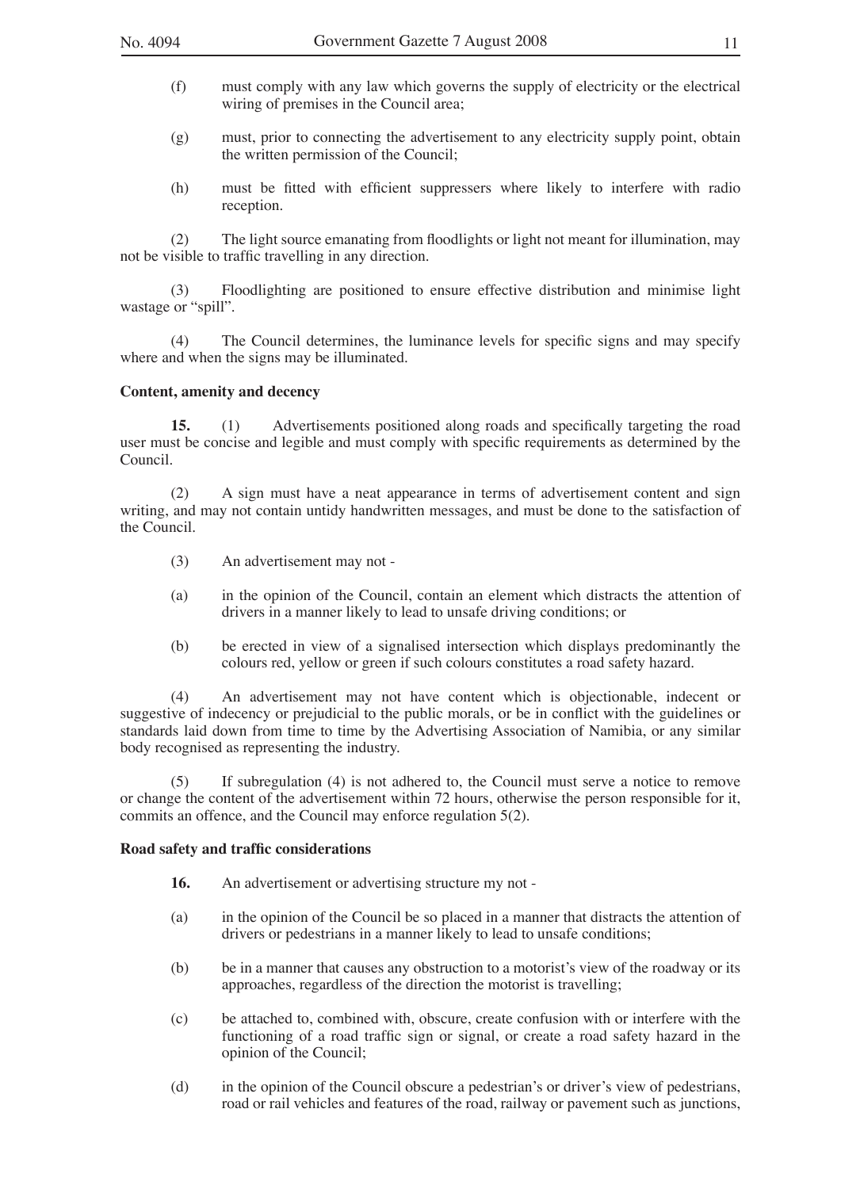(f) must comply with any law which governs the supply of electricity or the electrical wiring of premises in the Council area;

(g) must, prior to connecting the advertisement to any electricity supply point, obtain the written permission of the Council;

(h) must be fitted with efficient suppressers where likely to interfere with radio reception.

(2) The light source emanating from floodlights or light not meant for illumination, may not be visible to traffic travelling in any direction.

(3) Floodlighting are positioned to ensure effective distribution and minimise light wastage or "spill".

(4) The Council determines, the luminance levels for specific signs and may specify where and when the signs may be illuminated.

**Content, amenity and decency**

**15.** (1) Advertisements positioned along roads and specifically targeting the road user must be concise and legible and must comply with specific requirements as determined by the Council.

(2) A sign must have a neat appearance in terms of advertisement content and sign writing, and may not contain untidy handwritten messages, and must be done to the satisfaction of the Council.

(3) An advertisement may not -

(a) in the opinion of the Council, contain an element which distracts the attention of drivers in a manner likely to lead to unsafe driving conditions; or

(b) be erected in view of a signalised intersection which displays predominantly the colours red, yellow or green if such colours constitutes a road safety hazard.

(4) An advertisement may not have content which is objectionable, indecent or suggestive of indecency or prejudicial to the public morals, or be in conflict with the guidelines or standards laid down from time to time by the Advertising Association of Namibia, or any similar body recognised as representing the industry.

(5) If subregulation (4) is not adhered to, the Council must serve a notice to remove or change the content of the advertisement within 72 hours, otherwise the person responsible for it, commits an offence, and the Council may enforce regulation 5(2).

**Road safety and traffic considerations**

**16.** An advertisement or advertising structure my not -

(a) in the opinion of the Council be so placed in a manner that distracts the attention of drivers or pedestrians in a manner likely to lead to unsafe conditions;

(b) be in a manner that causes any obstruction to a motorist's view of the roadway or its approaches, regardless of the direction the motorist is travelling;

(c) be attached to, combined with, obscure, create confusion with or interfere with the functioning of a road traffic sign or signal, or create a road safety hazard in the opinion of the Council;

(d) in the opinion of the Council obscure a pedestrian's or driver's view of pedestrians, road or rail vehicles and features of the road, railway or pavement such as junctions,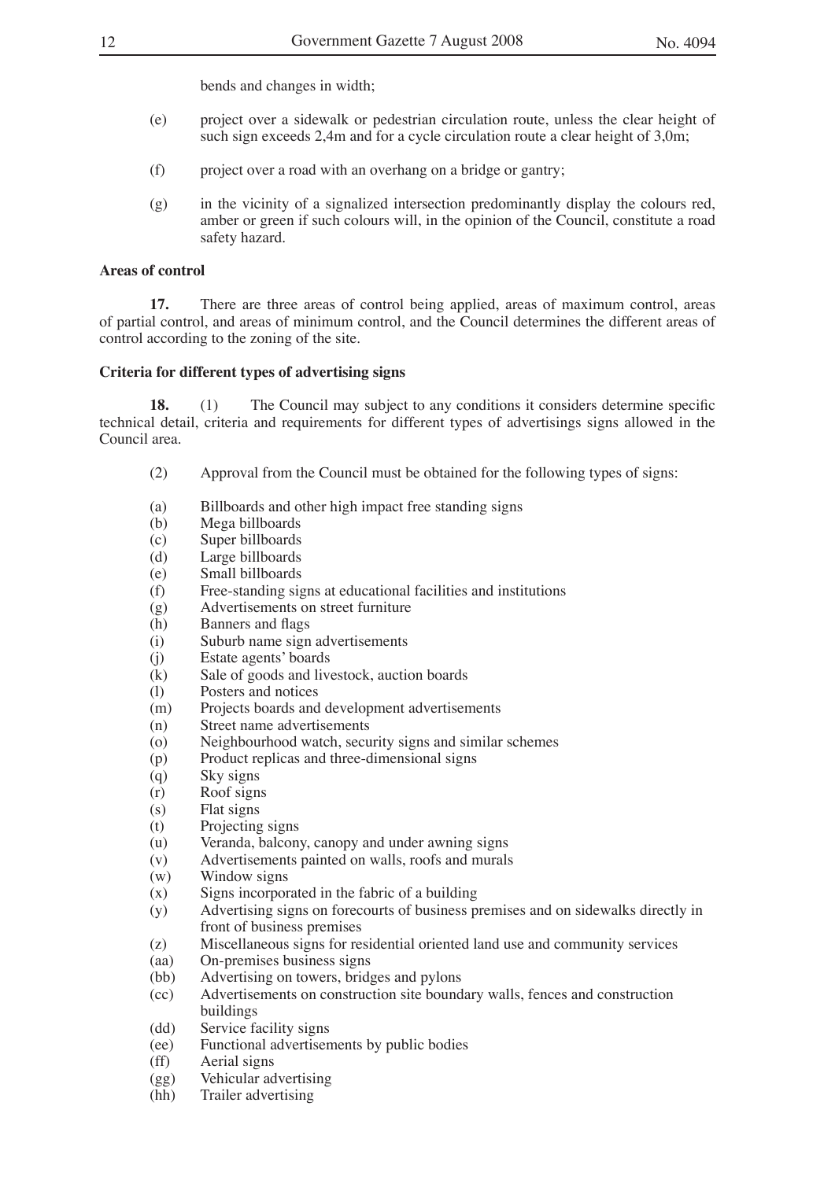bends and changes in width;

(e) project over a sidewalk or pedestrian circulation route, unless the clear height of such sign exceeds 2,4m and for a cycle circulation route a clear height of 3,0m;

(f) project over a road with an overhang on a bridge or gantry;

(g) in the vicinity of a signalized intersection predominantly display the colours red, amber or green if such colours will, in the opinion of the Council, constitute a road safety hazard.

**Areas of control**

**17.** There are three areas of control being applied, areas of maximum control, areas of partial control, and areas of minimum control, and the Council determines the different areas of control according to the zoning of the site.

**Criteria for different types of advertising signs**

**18.** (1) The Council may subject to any conditions it considers determine specific technical detail, criteria and requirements for different types of advertisings signs allowed in the Council area.

(2) Approval from the Council must be obtained for the following types of signs:

(a) Billboards and other high impact free standing signs
(b) Mega billboards
(c) Super billboards
(d) Large billboards
(e) Small billboards
(f) Free-standing signs at educational facilities and institutions
(g) Advertisements on street furniture
(h) Banners and flags
(i) Suburb name sign advertisements
(j) Estate agents' boards
(k) Sale of goods and livestock, auction boards
(l) Posters and notices
(m) Projects boards and development advertisements
(n) Street name advertisements
(o) Neighbourhood watch, security signs and similar schemes
(p) Product replicas and three-dimensional signs
(q) Sky signs
(r) Roof signs
(s) Flat signs
(t) Projecting signs
(u) Veranda, balcony, canopy and under awning signs
(v) Advertisements painted on walls, roofs and murals
(w) Window signs
(x) Signs incorporated in the fabric of a building
(y) Advertising signs on forecourts of business premises and on sidewalks directly in front of business premises
(z) Miscellaneous signs for residential oriented land use and community services
(aa) On-premises business signs
(bb) Advertising on towers, bridges and pylons
(cc) Advertisements on construction site boundary walls, fences and construction buildings
(dd) Service facility signs
(ee) Functional advertisements by public bodies
(ff) Aerial signs
(gg) Vehicular advertising
(hh) Trailer advertising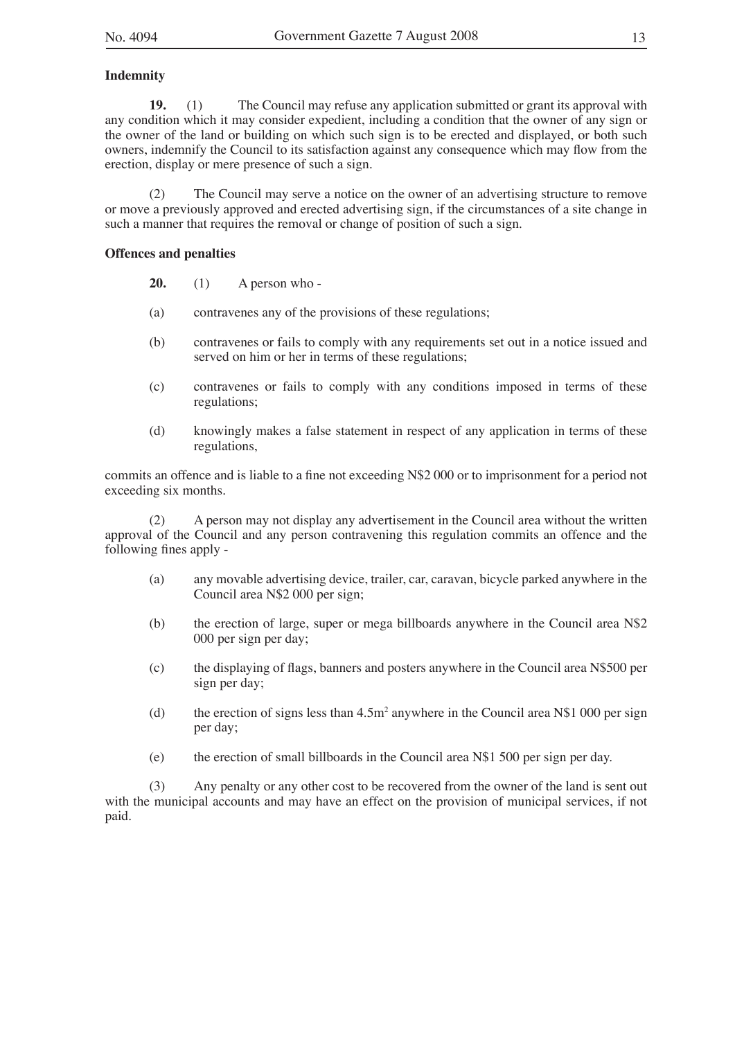**Indemnity**

**19.** (1) The Council may refuse any application submitted or grant its approval with any condition which it may consider expedient, including a condition that the owner of any sign or the owner of the land or building on which such sign is to be erected and displayed, or both such owners, indemnify the Council to its satisfaction against any consequence which may flow from the erection, display or mere presence of such a sign.

(2) The Council may serve a notice on the owner of an advertising structure to remove or move a previously approved and erected advertising sign, if the circumstances of a site change in such a manner that requires the removal or change of position of such a sign.

**Offences and penalties**

**20.** (1) A person who -

(a) contravenes any of the provisions of these regulations;

(b) contravenes or fails to comply with any requirements set out in a notice issued and served on him or her in terms of these regulations;

(c) contravenes or fails to comply with any conditions imposed in terms of these regulations;

(d) knowingly makes a false statement in respect of any application in terms of these regulations,

commits an offence and is liable to a fine not exceeding N$2 000 or to imprisonment for a period not exceeding six months.

(2) A person may not display any advertisement in the Council area without the written approval of the Council and any person contravening this regulation commits an offence and the following fines apply -

(a) any movable advertising device, trailer, car, caravan, bicycle parked anywhere in the Council area N$2 000 per sign;

(b) the erection of large, super or mega billboards anywhere in the Council area N$2 000 per sign per day;

(c) the displaying of flags, banners and posters anywhere in the Council area N$500 per sign per day;

(d) the erection of signs less than 4.5m$^2$ anywhere in the Council area N$1 000 per sign per day;

(e) the erection of small billboards in the Council area N$1 500 per sign per day.

(3) Any penalty or any other cost to be recovered from the owner of the land is sent out with the municipal accounts and may have an effect on the provision of municipal services, if not paid.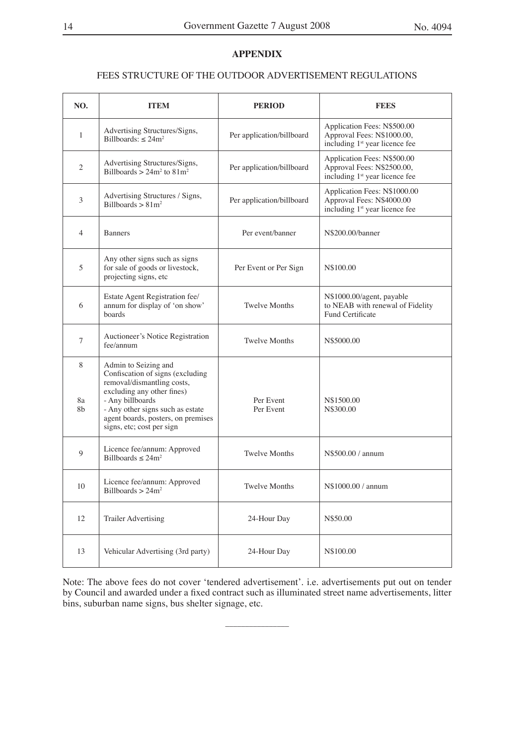## APPENDIX

### FEES STRUCTURE OF THE OUTDOOR ADVERTISEMENT REGULATIONS

| NO. | ITEM | PERIOD | FEES |
|---|---|---|---|
| 1 | Advertising Structures/Signs, Billboards: ≤ $24m^2$ | Per application/billboard | Application Fees: N$500.00<br>Approval Fees: N$1000.00, including 1st year licence fee |
| 2 | Advertising Structures/Signs, Billboards > $24m^2$ to $81m^2$ | Per application/billboard | Application Fees: N$500.00<br>Approval Fees: N$2500.00, including 1st year licence fee |
| 3 | Advertising Structures / Signs, Billboards > $81m^2$ | Per application/billboard | Application Fees: N$1000.00<br>Approval Fees: N$4000.00 including 1st year licence fee |
| 4 | Banners | Per event/banner | N$200.00/banner |
| 5 | Any other signs such as signs for sale of goods or livestock, projecting signs, etc | Per Event or Per Sign | N$100.00 |
| 6 | Estate Agent Registration fee/ annum for display of 'on show' boards | Twelve Months | N$1000.00/agent, payable to NEAB with renewal of Fidelity Fund Certificate |
| 7 | Auctioneer's Notice Registration fee/annum | Twelve Months | N$5000.00 |
| 8 | Admin to Seizing and Confiscation of signs (excluding removal/dismantling costs, excluding any other fines) | | |
| 8a | - Any billboards | Per Event | N$1500.00 |
| 8b | - Any other signs such as estate agent boards, posters, on premises signs, etc; cost per sign | Per Event | N$300.00 |
| 9 | Licence fee/annum: Approved Billboards ≤ $24m^2$ | Twelve Months | N$500.00 / annum |
| 10 | Licence fee/annum: Approved Billboards > $24m^2$ | Twelve Months | N$1000.00 / annum |
| 12 | Trailer Advertising | 24-Hour Day | N$50.00 |
| 13 | Vehicular Advertising (3rd party) | 24-Hour Day | N$100.00 |

Note: The above fees do not cover 'tendered advertisement'. i.e. advertisements put out on tender by Council and awarded under a fixed contract such as illuminated street name advertisements, litter bins, suburban name signs, bus shelter signage, etc.